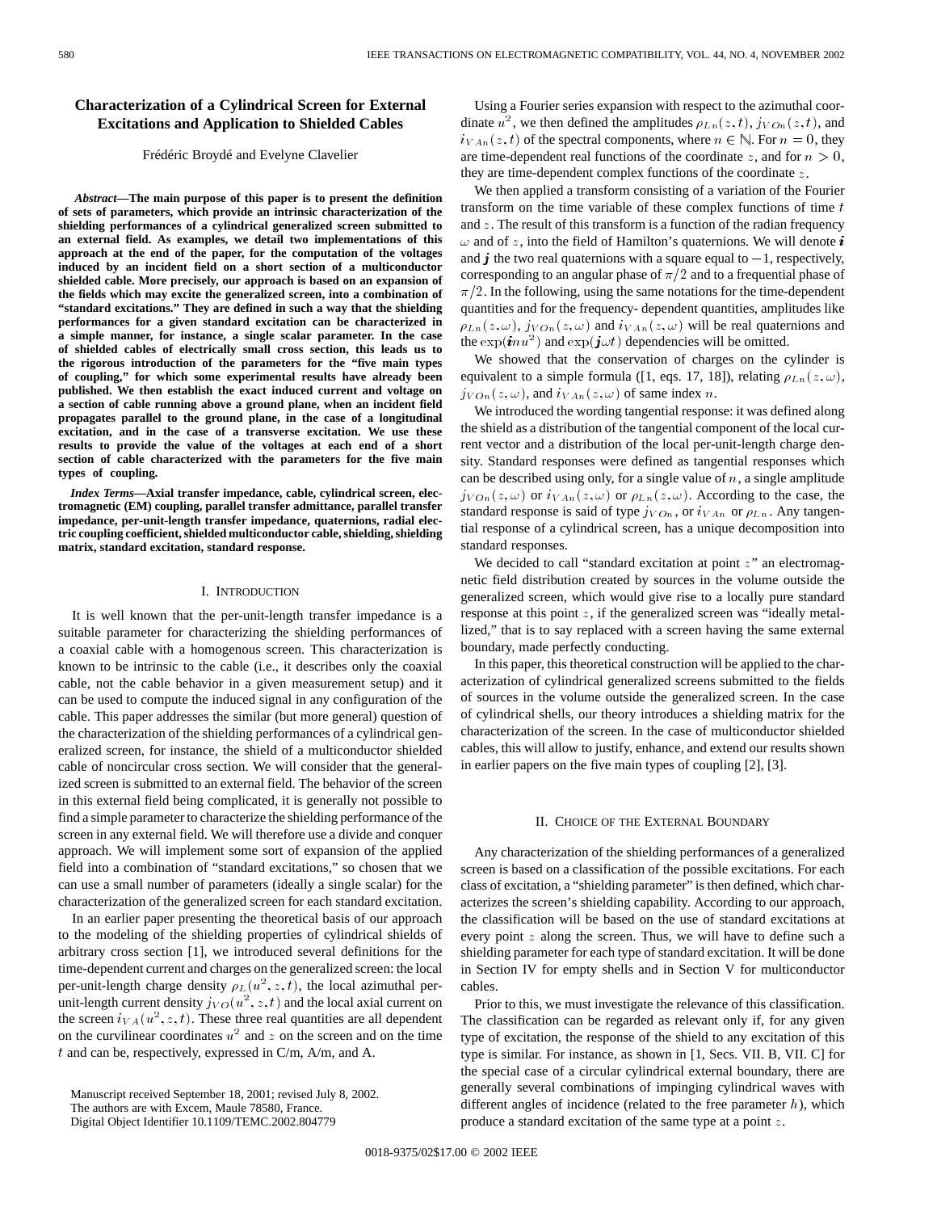# Characterization of a Cylindrical Screen for External Excitations and Application to Shielded Cables

Frédéric Broydé and Evelyne Clavelier

***Abstract*—The main purpose of this paper is to present the definition of sets of parameters, which provide an intrinsic characterization of the shielding performances of a cylindrical generalized screen submitted to an external field. As examples, we detail two implementations of this approach at the end of the paper, for the computation of the voltages induced by an incident field on a short section of a multiconductor shielded cable. More precisely, our approach is based on an expansion of the fields which may excite the generalized screen, into a combination of "standard excitations." They are defined in such a way that the shielding performances for a given standard excitation can be characterized in a simple manner, for instance, a single scalar parameter. In the case of shielded cables of electrically small cross section, this leads us to the rigorous introduction of the parameters for the "five main types of coupling," for which some experimental results have already been published. We then establish the exact induced current and voltage on a section of cable running above a ground plane, when an incident field propagates parallel to the ground plane, in the case of a longitudinal excitation, and in the case of a transverse excitation. We use these results to provide the value of the voltages at each end of a short section of cable characterized with the parameters for the five main types of coupling.**

***Index Terms*—Axial transfer impedance, cable, cylindrical screen, electromagnetic (EM) coupling, parallel transfer admittance, parallel transfer impedance, per-unit-length transfer impedance, quaternions, radial electric coupling coefficient, shielded multiconductor cable, shielding, shielding matrix, standard excitation, standard response.**

## I. Introduction

It is well known that the per-unit-length transfer impedance is a suitable parameter for characterizing the shielding performances of a coaxial cable with a homogenous screen. This characterization is known to be intrinsic to the cable (i.e., it describes only the coaxial cable, not the cable behavior in a given measurement setup) and it can be used to compute the induced signal in any configuration of the cable. This paper addresses the similar (but more general) question of the characterization of the shielding performances of a cylindrical generalized screen, for instance, the shield of a multiconductor shielded cable of noncircular cross section. We will consider that the generalized screen is submitted to an external field. The behavior of the screen in this external field being complicated, it is generally not possible to find a simple parameter to characterize the shielding performance of the screen in any external field. We will therefore use a divide and conquer approach. We will implement some sort of expansion of the applied field into a combination of "standard excitations," so chosen that we can use a small number of parameters (ideally a single scalar) for the characterization of the generalized screen for each standard excitation.

In an earlier paper presenting the theoretical basis of our approach to the modeling of the shielding properties of cylindrical shields of arbitrary cross section [1], we introduced several definitions for the time-dependent current and charges on the generalized screen: the local per-unit-length charge density $\rho_L(u^2, z, t)$, the local azimuthal per-unit-length current density $j_{VO}(u^2, z, t)$ and the local axial current on the screen $i_{VA}(u^2, z, t)$. These three real quantities are all dependent on the curvilinear coordinates $u^2$ and $z$ on the screen and on the time $t$ and can be, respectively, expressed in C/m, A/m, and A.

Using a Fourier series expansion with respect to the azimuthal coordinate $u^2$, we then defined the amplitudes $\rho_{Ln}(z, t)$, $j_{VOn}(z, t)$, and $i_{VAn}(z, t)$ of the spectral components, where $n \in \mathbb{N}$. For $n = 0$, they are time-dependent real functions of the coordinate $z$, and for $n > 0$, they are time-dependent complex functions of the coordinate $z$.

We then applied a transform consisting of a variation of the Fourier transform on the time variable of these complex functions of time $t$ and $z$. The result of this transform is a function of the radian frequency $\omega$ and of $z$, into the field of Hamilton's quaternions. We will denote $\boldsymbol{i}$ and $\boldsymbol{j}$ the two real quaternions with a square equal to $-1$, respectively, corresponding to an angular phase of $\pi/2$ and to a frequential phase of $\pi/2$. In the following, using the same notations for the time-dependent quantities and for the frequency- dependent quantities, amplitudes like $\rho_{Ln}(z, \omega)$, $j_{VOn}(z, \omega)$ and $i_{VAn}(z, \omega)$ will be real quaternions and the $\exp(\boldsymbol{i}nu^2)$ and $\exp(\boldsymbol{j}\omega t)$ dependencies will be omitted.

We showed that the conservation of charges on the cylinder is equivalent to a simple formula ([1, eqs. 17, 18]), relating $\rho_{Ln}(z, \omega)$, $j_{VOn}(z, \omega)$, and $i_{VAn}(z, \omega)$ of same index $n$.

We introduced the wording tangential response: it was defined along the shield as a distribution of the tangential component of the local current vector and a distribution of the local per-unit-length charge density. Standard responses were defined as tangential responses which can be described using only, for a single value of $n$, a single amplitude $j_{VOn}(z, \omega)$ or $i_{VAn}(z, \omega)$ or $\rho_{Ln}(z, \omega)$. According to the case, the standard response is said of type $j_{VOn}$, or $i_{VAn}$ or $\rho_{Ln}$. Any tangential response of a cylindrical screen, has a unique decomposition into standard responses.

We decided to call "standard excitation at point $z$" an electromagnetic field distribution created by sources in the volume outside the generalized screen, which would give rise to a locally pure standard response at this point $z$, if the generalized screen was "ideally metallized," that is to say replaced with a screen having the same external boundary, made perfectly conducting.

In this paper, this theoretical construction will be applied to the characterization of cylindrical generalized screens submitted to the fields of sources in the volume outside the generalized screen. In the case of cylindrical shells, our theory introduces a shielding matrix for the characterization of the screen. In the case of multiconductor shielded cables, this will allow to justify, enhance, and extend our results shown in earlier papers on the five main types of coupling [2], [3].

## II. Choice of the External Boundary

Any characterization of the shielding performances of a generalized screen is based on a classification of the possible excitations. For each class of excitation, a "shielding parameter" is then defined, which characterizes the screen's shielding capability. According to our approach, the classification will be based on the use of standard excitations at every point $z$ along the screen. Thus, we will have to define such a shielding parameter for each type of standard excitation. It will be done in Section IV for empty shells and in Section V for multiconductor cables.

Prior to this, we must investigate the relevance of this classification. The classification can be regarded as relevant only if, for any given type of excitation, the response of the shield to any excitation of this type is similar. For instance, as shown in [1, Secs. VII. B, VII. C] for the special case of a circular cylindrical external boundary, there are generally several combinations of impinging cylindrical waves with different angles of incidence (related to the free parameter $h$), which produce a standard excitation of the same type at a point $z$.

Manuscript received September 18, 2001; revised July 8, 2002.

The authors are with Excem, Maule 78580, France.

Digital Object Identifier 10.1109/TEMC.2002.804779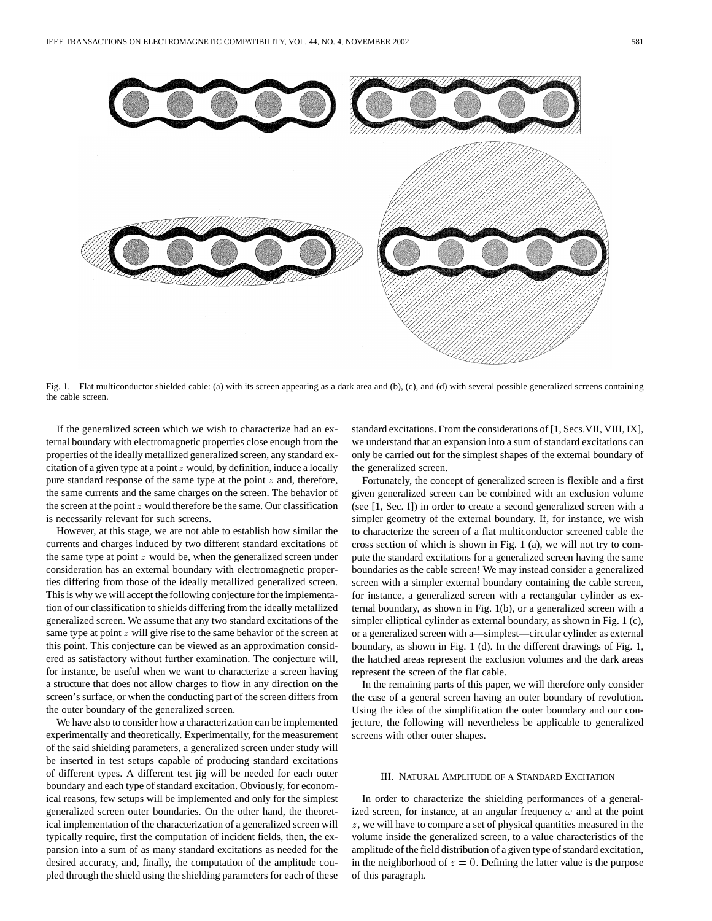Fig. 1. Flat multiconductor shielded cable: (a) with its screen appearing as a dark area and (b), (c), and (d) with several possible generalized screens containing the cable screen.

If the generalized screen which we wish to characterize had an external boundary with electromagnetic properties close enough from the properties of the ideally metallized generalized screen, any standard excitation of a given type at a point $z$ would, by definition, induce a locally pure standard response of the same type at the point $z$ and, therefore, the same currents and the same charges on the screen. The behavior of the screen at the point $z$ would therefore be the same. Our classification is necessarily relevant for such screens.

However, at this stage, we are not able to establish how similar the currents and charges induced by two different standard excitations of the same type at point $z$ would be, when the generalized screen under consideration has an external boundary with electromagnetic properties differing from those of the ideally metallized generalized screen. This is why we will accept the following conjecture for the implementation of our classification to shields differing from the ideally metallized generalized screen. We assume that any two standard excitations of the same type at point $z$ will give rise to the same behavior of the screen at this point. This conjecture can be viewed as an approximation considered as satisfactory without further examination. The conjecture will, for instance, be useful when we want to characterize a screen having a structure that does not allow charges to flow in any direction on the screen's surface, or when the conducting part of the screen differs from the outer boundary of the generalized screen.

We have also to consider how a characterization can be implemented experimentally and theoretically. Experimentally, for the measurement of the said shielding parameters, a generalized screen under study will be inserted in test setups capable of producing standard excitations of different types. A different test jig will be needed for each outer boundary and each type of standard excitation. Obviously, for economical reasons, few setups will be implemented and only for the simplest generalized screen outer boundaries. On the other hand, the theoretical implementation of the characterization of a generalized screen will typically require, first the computation of incident fields, then, the expansion into a sum of as many standard excitations as needed for the desired accuracy, and, finally, the computation of the amplitude coupled through the shield using the shielding parameters for each of these standard excitations. From the considerations of [1, Secs.VII, VIII, IX], we understand that an expansion into a sum of standard excitations can only be carried out for the simplest shapes of the external boundary of the generalized screen.

Fortunately, the concept of generalized screen is flexible and a first given generalized screen can be combined with an exclusion volume (see [1, Sec. I]) in order to create a second generalized screen with a simpler geometry of the external boundary. If, for instance, we wish to characterize the screen of a flat multiconductor screened cable the cross section of which is shown in Fig. 1 (a), we will not try to compute the standard excitations for a generalized screen having the same boundaries as the cable screen! We may instead consider a generalized screen with a simpler external boundary containing the cable screen, for instance, a generalized screen with a rectangular cylinder as external boundary, as shown in Fig. 1(b), or a generalized screen with a simpler elliptical cylinder as external boundary, as shown in Fig. 1 (c), or a generalized screen with a—simplest—circular cylinder as external boundary, as shown in Fig. 1 (d). In the different drawings of Fig. 1, the hatched areas represent the exclusion volumes and the dark areas represent the screen of the flat cable.

In the remaining parts of this paper, we will therefore only consider the case of a general screen having an outer boundary of revolution. Using the idea of the simplification the outer boundary and our conjecture, the following will nevertheless be applicable to generalized screens with other outer shapes.

## III. Natural Amplitude of a Standard Excitation

In order to characterize the shielding performances of a generalized screen, for instance, at an angular frequency $\omega$ and at the point $z$, we will have to compare a set of physical quantities measured in the volume inside the generalized screen, to a value characteristics of the amplitude of the field distribution of a given type of standard excitation, in the neighborhood of $z = 0$. Defining the latter value is the purpose of this paragraph.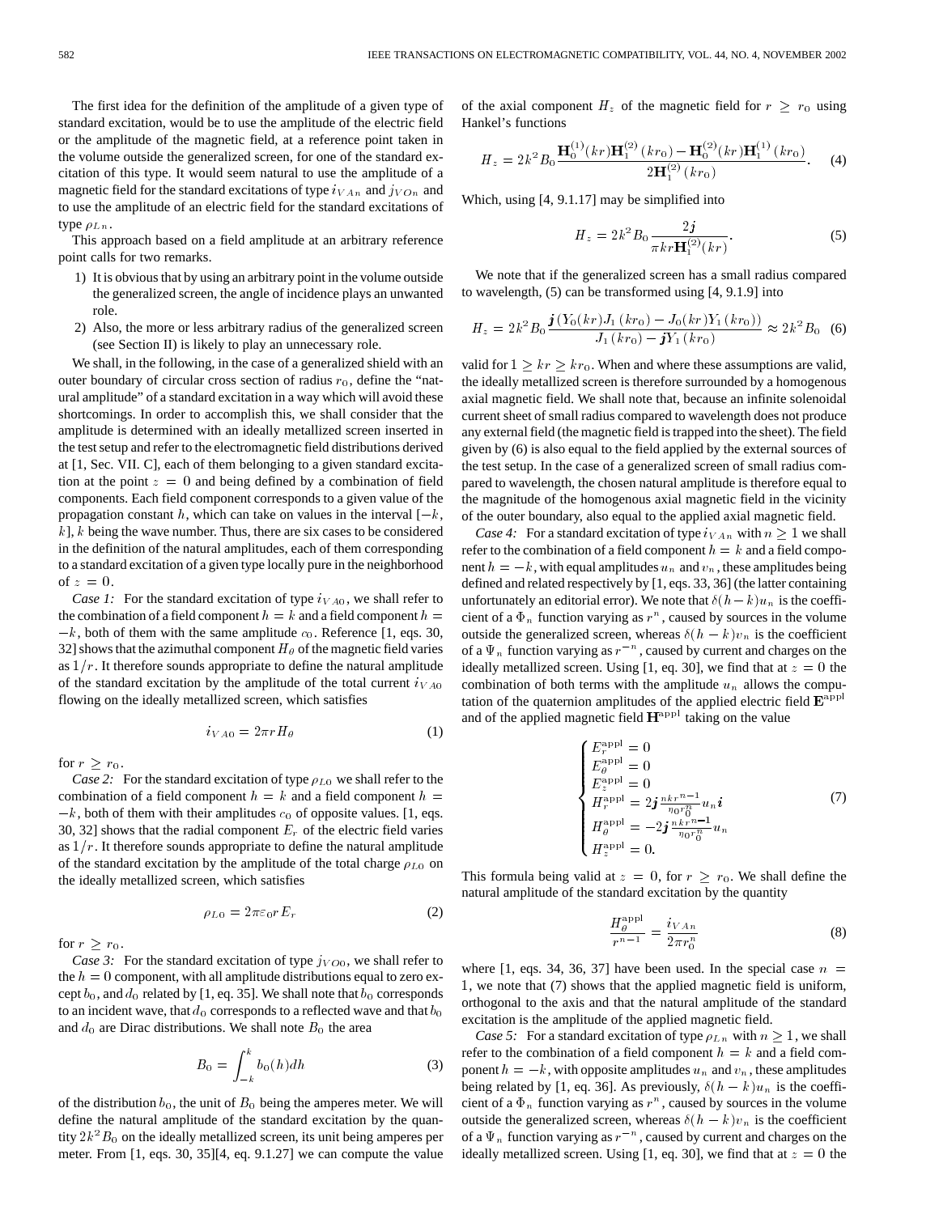The first idea for the definition of the amplitude of a given type of standard excitation, would be to use the amplitude of the electric field or the amplitude of the magnetic field, at a reference point taken in the volume outside the generalized screen, for one of the standard excitation of this type. It would seem natural to use the amplitude of a magnetic field for the standard excitations of type $i_{VAn}$ and $j_{VOn}$ and to use the amplitude of an electric field for the standard excitations of type $\rho_{Ln}$.

This approach based on a field amplitude at an arbitrary reference point calls for two remarks.

1) It is obvious that by using an arbitrary point in the volume outside the generalized screen, the angle of incidence plays an unwanted role.
2) Also, the more or less arbitrary radius of the generalized screen (see Section II) is likely to play an unnecessary role.

We shall, in the following, in the case of a generalized shield with an outer boundary of circular cross section of radius $r_0$, define the "natural amplitude" of a standard excitation in a way which will avoid these shortcomings. In order to accomplish this, we shall consider that the amplitude is determined with an ideally metallized screen inserted in the test setup and refer to the electromagnetic field distributions derived at [1, Sec. VII. C], each of them belonging to a given standard excitation at the point $z = 0$ and being defined by a combination of field components. Each field component corresponds to a given value of the propagation constant $h$, which can take on values in the interval $[-k, k]$, $k$ being the wave number. Thus, there are six cases to be considered in the definition of the natural amplitudes, each of them corresponding to a standard excitation of a given type locally pure in the neighborhood of $z = 0$.

*Case 1:* For the standard excitation of type $i_{VA0}$, we shall refer to the combination of a field component $h = k$ and a field component $h = -k$, both of them with the same amplitude $c_0$. Reference [1, eqs. 30, 32] shows that the azimuthal component $H_\theta$ of the magnetic field varies as $1/r$. It therefore sounds appropriate to define the natural amplitude of the standard excitation by the amplitude of the total current $i_{VA0}$ flowing on the ideally metallized screen, which satisfies

$$i_{VA0} = 2\pi r H_\theta \tag{1}$$

for $r \geq r_0$.

*Case 2:* For the standard excitation of type $\rho_{L0}$ we shall refer to the combination of a field component $h = k$ and a field component $h = -k$, both of them with their amplitudes $c_0$ of opposite values. [1, eqs. 30, 32] shows that the radial component $E_r$ of the electric field varies as $1/r$. It therefore sounds appropriate to define the natural amplitude of the standard excitation by the amplitude of the total charge $\rho_{L0}$ on the ideally metallized screen, which satisfies

$$\rho_{L0} = 2\pi\varepsilon_0 r E_r \tag{2}$$

for $r \geq r_0$.

*Case 3:* For the standard excitation of type $j_{VO0}$, we shall refer to the $h = 0$ component, with all amplitude distributions equal to zero except $b_0$, and $d_0$ related by [1, eq. 35]. We shall note that $b_0$ corresponds to an incident wave, that $d_0$ corresponds to a reflected wave and that $b_0$ and $d_0$ are Dirac distributions. We shall note $B_0$ the area

$$B_0 = \int_{-k}^{k} b_0(h)dh \tag{3}$$

of the distribution $b_0$, the unit of $B_0$ being the amperes meter. We will define the natural amplitude of the standard excitation by the quantity $2k^2 B_0$ on the ideally metallized screen, its unit being amperes per meter. From [1, eqs. 30, 35][4, eq. 9.1.27] we can compute the value of the axial component $H_z$ of the magnetic field for $r \geq r_0$ using Hankel's functions

$$H_z = 2k^2 B_0 \frac{\mathbf{H}_0^{(1)}(kr)\mathbf{H}_1^{(2)}(kr_0) - \mathbf{H}_0^{(2)}(kr)\mathbf{H}_1^{(1)}(kr_0)}{2\mathbf{H}_1^{(2)}(kr_0)}. \tag{4}$$

Which, using [4, 9.1.17] may be simplified into

$$H_z = 2k^2 B_0 \frac{2\boldsymbol{j}}{\pi kr\mathbf{H}_1^{(2)}(kr)}. \tag{5}$$

We note that if the generalized screen has a small radius compared to wavelength, (5) can be transformed using [4, 9.1.9] into

$$H_z = 2k^2 B_0 \frac{\boldsymbol{j}(Y_0(kr)J_1(kr_0) - J_0(kr)Y_1(kr_0))}{J_1(kr_0) - \boldsymbol{j}Y_1(kr_0)} \approx 2k^2 B_0 \tag{6}$$

valid for $1 \geq kr \geq kr_0$. When and where these assumptions are valid, the ideally metallized screen is therefore surrounded by a homogenous axial magnetic field. We shall note that, because an infinite solenoidal current sheet of small radius compared to wavelength does not produce any external field (the magnetic field is trapped into the sheet). The field given by (6) is also equal to the field applied by the external sources of the test setup. In the case of a generalized screen of small radius compared to wavelength, the chosen natural amplitude is therefore equal to the magnitude of the homogenous axial magnetic field in the vicinity of the outer boundary, also equal to the applied axial magnetic field.

*Case 4:* For a standard excitation of type $i_{VAn}$ with $n \geq 1$ we shall refer to the combination of a field component $h = k$ and a field component $h = -k$, with equal amplitudes $u_n$ and $v_n$, these amplitudes being defined and related respectively by [1, eqs. 33, 36] (the latter containing unfortunately an editorial error). We note that $\delta(h-k)u_n$ is the coefficient of a $\Phi_n$ function varying as $r^n$, caused by sources in the volume outside the generalized screen, whereas $\delta(h-k)v_n$ is the coefficient of a $\Psi_n$ function varying as $r^{-n}$, caused by current and charges on the ideally metallized screen. Using [1, eq. 30], we find that at $z = 0$ the combination of both terms with the amplitude $u_n$ allows the computation of the quaternion amplitudes of the applied electric field $\mathbf{E}^{\text{appl}}$ and of the applied magnetic field $\mathbf{H}^{\text{appl}}$ taking on the value

$$\begin{cases} E_r^{\text{appl}} = 0 \\ E_\theta^{\text{appl}} = 0 \\ E_z^{\text{appl}} = 0 \\ H_r^{\text{appl}} = 2\boldsymbol{j}\frac{nkr^{n-1}}{\eta_0 r_0^n}u_n\boldsymbol{i} \\ H_\theta^{\text{appl}} = -2\boldsymbol{j}\frac{nkr^{n-1}}{\eta_0 r_0^n}u_n \\ H_z^{\text{appl}} = 0. \end{cases} \tag{7}$$

This formula being valid at $z = 0$, for $r \geq r_0$. We shall define the natural amplitude of the standard excitation by the quantity

$$\frac{H_\theta^{\text{appl}}}{r^{n-1}} = \frac{i_{VAn}}{2\pi r_0^n} \tag{8}$$

where [1, eqs. 34, 36, 37] have been used. In the special case $n = 1$, we note that (7) shows that the applied magnetic field is uniform, orthogonal to the axis and that the natural amplitude of the standard excitation is the amplitude of the applied magnetic field.

*Case 5:* For a standard excitation of type $\rho_{Ln}$ with $n \geq 1$, we shall refer to the combination of a field component $h = k$ and a field component $h = -k$, with opposite amplitudes $u_n$ and $v_n$, these amplitudes being related by [1, eq. 36]. As previously, $\delta(h-k)u_n$ is the coefficient of a $\Phi_n$ function varying as $r^n$, caused by sources in the volume outside the generalized screen, whereas $\delta(h-k)v_n$ is the coefficient of a $\Psi_n$ function varying as $r^{-n}$, caused by current and charges on the ideally metallized screen. Using [1, eq. 30], we find that at $z = 0$ the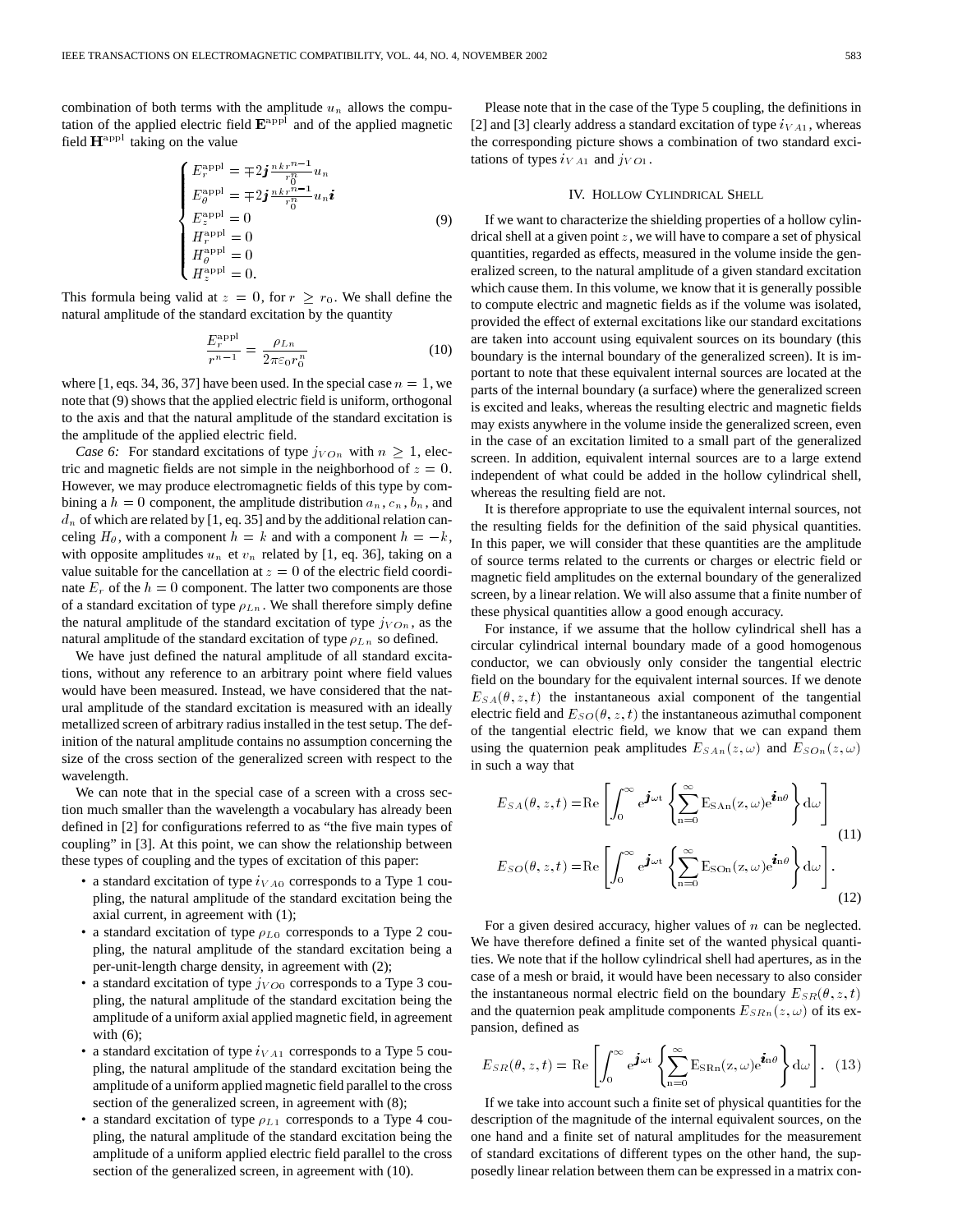combination of both terms with the amplitude $u_n$ allows the computation of the applied electric field $\mathbf{E}^{\text{appl}}$ and of the applied magnetic field $\mathbf{H}^{\text{appl}}$ taking on the value

$$\begin{cases} E_r^{\text{appl}} = \mp 2\boldsymbol{j}\frac{nkr^{n-1}}{r_0^n}u_n \\ E_\theta^{\text{appl}} = \mp 2\boldsymbol{j}\frac{nkr^{n-1}}{r_0^n}u_n\boldsymbol{i} \\ E_z^{\text{appl}} = 0 \\ H_r^{\text{appl}} = 0 \\ H_\theta^{\text{appl}} = 0 \\ H_z^{\text{appl}} = 0. \end{cases} \tag{9}$$

This formula being valid at $z = 0$, for $r \geq r_0$. We shall define the natural amplitude of the standard excitation by the quantity

$$\frac{E_r^{\text{appl}}}{r^{n-1}} = \frac{\rho_{Ln}}{2\pi\varepsilon_0 r_0^n} \tag{10}$$

where [1, eqs. 34, 36, 37] have been used. In the special case $n = 1$, we note that (9) shows that the applied electric field is uniform, orthogonal to the axis and that the natural amplitude of the standard excitation is the amplitude of the applied electric field.

*Case 6:* For standard excitations of type $j_{VOn}$ with $n \geq 1$, electric and magnetic fields are not simple in the neighborhood of $z = 0$. However, we may produce electromagnetic fields of this type by combining a $h = 0$ component, the amplitude distribution $a_n$, $c_n$, $b_n$, and $d_n$ of which are related by [1, eq. 35] and by the additional relation canceling $H_\theta$, with a component $h = k$ and with a component $h = -k$, with opposite amplitudes $u_n$ et $v_n$ related by [1, eq. 36], taking on a value suitable for the cancellation at $z = 0$ of the electric field coordinate $E_r$ of the $h = 0$ component. The latter two components are those of a standard excitation of type $\rho_{Ln}$. We shall therefore simply define the natural amplitude of the standard excitation of type $j_{VOn}$, as the natural amplitude of the standard excitation of type $\rho_{Ln}$ so defined.

We have just defined the natural amplitude of all standard excitations, without any reference to an arbitrary point where field values would have been measured. Instead, we have considered that the natural amplitude of the standard excitation is measured with an ideally metallized screen of arbitrary radius installed in the test setup. The definition of the natural amplitude contains no assumption concerning the size of the cross section of the generalized screen with respect to the wavelength.

We can note that in the special case of a screen with a cross section much smaller than the wavelength a vocabulary has already been defined in [2] for configurations referred to as "the five main types of coupling" in [3]. At this point, we can show the relationship between these types of coupling and the types of excitation of this paper:

- a standard excitation of type $i_{VA0}$ corresponds to a Type 1 coupling, the natural amplitude of the standard excitation being the axial current, in agreement with (1);
- a standard excitation of type $\rho_{L0}$ corresponds to a Type 2 coupling, the natural amplitude of the standard excitation being a per-unit-length charge density, in agreement with (2);
- a standard excitation of type $j_{VO0}$ corresponds to a Type 3 coupling, the natural amplitude of the standard excitation being the amplitude of a uniform axial applied magnetic field, in agreement with (6);
- a standard excitation of type $i_{VA1}$ corresponds to a Type 5 coupling, the natural amplitude of the standard excitation being the amplitude of a uniform applied magnetic field parallel to the cross section of the generalized screen, in agreement with (8);
- a standard excitation of type $\rho_{L1}$ corresponds to a Type 4 coupling, the natural amplitude of the standard excitation being the amplitude of a uniform applied electric field parallel to the cross section of the generalized screen, in agreement with (10).

Please note that in the case of the Type 5 coupling, the definitions in [2] and [3] clearly address a standard excitation of type $i_{VA1}$, whereas the corresponding picture shows a combination of two standard excitations of types $i_{VA1}$ and $j_{VO1}$.

## IV. Hollow Cylindrical Shell

If we want to characterize the shielding properties of a hollow cylindrical shell at a given point $z$, we will have to compare a set of physical quantities, regarded as effects, measured in the volume inside the generalized screen, to the natural amplitude of a given standard excitation which cause them. In this volume, we know that it is generally possible to compute electric and magnetic fields as if the volume was isolated, provided the effect of external excitations like our standard excitations are taken into account using equivalent sources on its boundary (this boundary is the internal boundary of the generalized screen). It is important to note that these equivalent internal sources are located at the parts of the internal boundary (a surface) where the generalized screen is excited and leaks, whereas the resulting electric and magnetic fields may exists anywhere in the volume inside the generalized screen, even in the case of an excitation limited to a small part of the generalized screen. In addition, equivalent internal sources are to a large extend independent of what could be added in the hollow cylindrical shell, whereas the resulting field are not.

It is therefore appropriate to use the equivalent internal sources, not the resulting fields for the definition of the said physical quantities. In this paper, we will consider that these quantities are the amplitude of source terms related to the currents or charges or electric field or magnetic field amplitudes on the external boundary of the generalized screen, by a linear relation. We will also assume that a finite number of these physical quantities allow a good enough accuracy.

For instance, if we assume that the hollow cylindrical shell has a circular cylindrical internal boundary made of a good homogenous conductor, we can obviously only consider the tangential electric field on the boundary for the equivalent internal sources. If we denote $E_{SA}(\theta, z, t)$ the instantaneous axial component of the tangential electric field and $E_{SO}(\theta, z, t)$ the instantaneous azimuthal component of the tangential electric field, we know that we can expand them using the quaternion peak amplitudes $E_{SAn}(z, \omega)$ and $E_{SOn}(z, \omega)$ in such a way that

$$E_{SA}(\theta, z, t) = \text{Re}\left[\int_0^\infty e^{\boldsymbol{j}\omega t}\left\{\sum_{n=0}^{\infty} \text{E}_{\text{SAn}}(\text{z}, \omega)e^{\boldsymbol{i}n\theta}\right\}d\omega\right] \tag{11}$$

$$E_{SO}(\theta, z, t) = \text{Re}\left[\int_0^\infty e^{\boldsymbol{j}\omega t}\left\{\sum_{n=0}^{\infty} \text{E}_{\text{SOn}}(\text{z}, \omega)e^{\boldsymbol{i}n\theta}\right\}d\omega\right]. \tag{12}$$

For a given desired accuracy, higher values of $n$ can be neglected. We have therefore defined a finite set of the wanted physical quantities. We note that if the hollow cylindrical shell had apertures, as in the case of a mesh or braid, it would have been necessary to also consider the instantaneous normal electric field on the boundary $E_{SR}(\theta, z, t)$ and the quaternion peak amplitude components $E_{SRn}(z, \omega)$ of its expansion, defined as

$$E_{SR}(\theta, z, t) = \text{Re}\left[\int_0^\infty e^{\boldsymbol{j}\omega t}\left\{\sum_{n=0}^{\infty} \text{E}_{\text{SRn}}(\text{z}, \omega)e^{\boldsymbol{i}n\theta}\right\}d\omega\right]. \tag{13}$$

If we take into account such a finite set of physical quantities for the description of the magnitude of the internal equivalent sources, on the one hand and a finite set of natural amplitudes for the measurement of standard excitations of different types on the other hand, the supposedly linear relation between them can be expressed in a matrix con-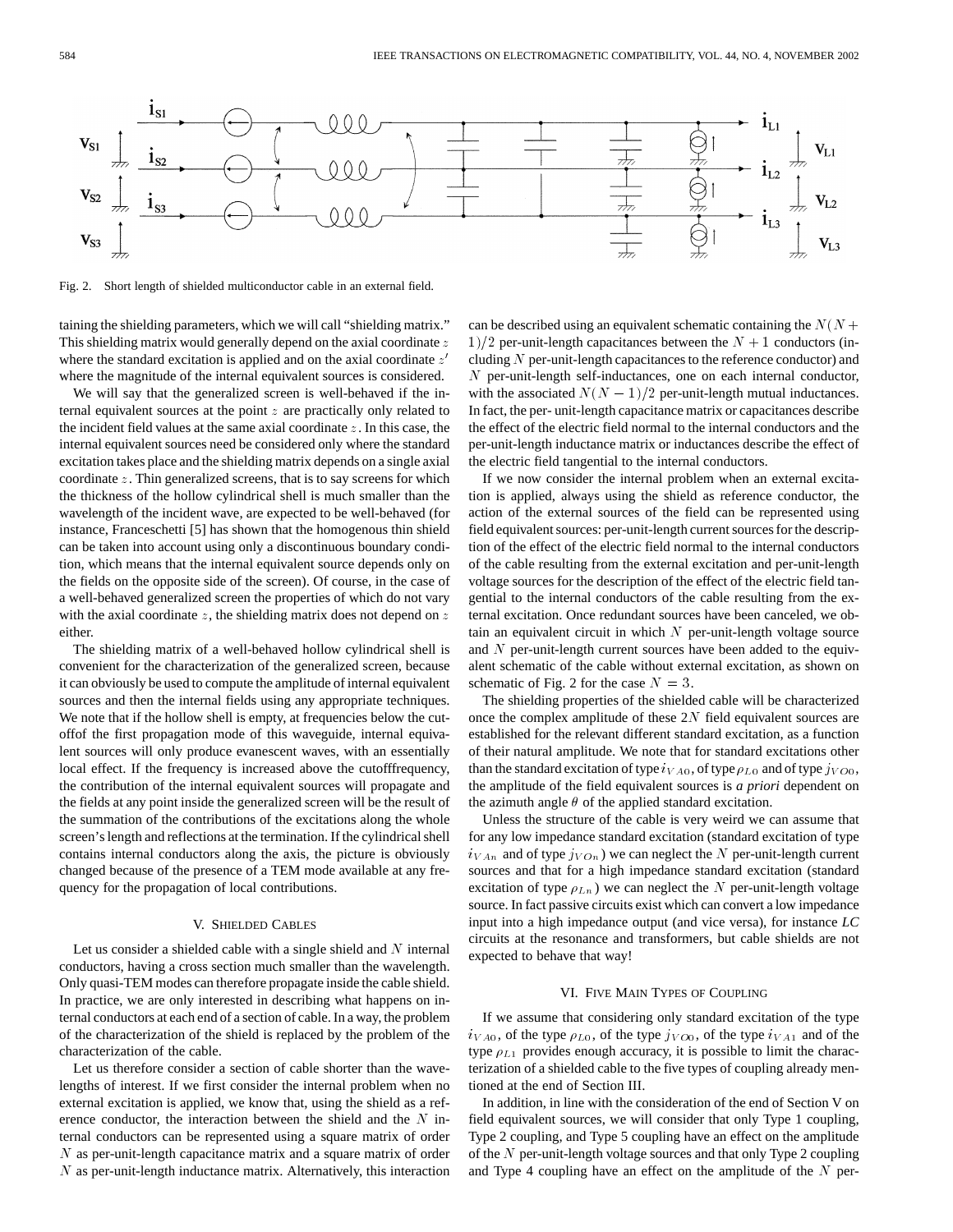Fig. 2. Short length of shielded multiconductor cable in an external field.

taining the shielding parameters, which we will call "shielding matrix." This shielding matrix would generally depend on the axial coordinate $z$ where the standard excitation is applied and on the axial coordinate $z'$ where the magnitude of the internal equivalent sources is considered.

We will say that the generalized screen is well-behaved if the internal equivalent sources at the point $z$ are practically only related to the incident field values at the same axial coordinate $z$. In this case, the internal equivalent sources need be considered only where the standard excitation takes place and the shielding matrix depends on a single axial coordinate $z$. Thin generalized screens, that is to say screens for which the thickness of the hollow cylindrical shell is much smaller than the wavelength of the incident wave, are expected to be well-behaved (for instance, Franceschetti [5] has shown that the homogenous thin shield can be taken into account using only a discontinuous boundary condition, which means that the internal equivalent source depends only on the fields on the opposite side of the screen). Of course, in the case of a well-behaved generalized screen the properties of which do not vary with the axial coordinate $z$, the shielding matrix does not depend on $z$ either.

The shielding matrix of a well-behaved hollow cylindrical shell is convenient for the characterization of the generalized screen, because it can obviously be used to compute the amplitude of internal equivalent sources and then the internal fields using any appropriate techniques. We note that if the hollow shell is empty, at frequencies below the cutoffof the first propagation mode of this waveguide, internal equivalent sources will only produce evanescent waves, with an essentially local effect. If the frequency is increased above the cutofffrequency, the contribution of the internal equivalent sources will propagate and the fields at any point inside the generalized screen will be the result of the summation of the contributions of the excitations along the whole screen's length and reflections at the termination. If the cylindrical shell contains internal conductors along the axis, the picture is obviously changed because of the presence of a TEM mode available at any frequency for the propagation of local contributions.

## V. Shielded Cables

Let us consider a shielded cable with a single shield and $N$ internal conductors, having a cross section much smaller than the wavelength. Only quasi-TEM modes can therefore propagate inside the cable shield. In practice, we are only interested in describing what happens on internal conductors at each end of a section of cable. In a way, the problem of the characterization of the shield is replaced by the problem of the characterization of the cable.

Let us therefore consider a section of cable shorter than the wavelengths of interest. If we first consider the internal problem when no external excitation is applied, we know that, using the shield as a reference conductor, the interaction between the shield and the $N$ internal conductors can be represented using a square matrix of order $N$ as per-unit-length capacitance matrix and a square matrix of order $N$ as per-unit-length inductance matrix. Alternatively, this interaction can be described using an equivalent schematic containing the $N(N+1)/2$ per-unit-length capacitances between the $N+1$ conductors (including $N$ per-unit-length capacitances to the reference conductor) and $N$ per-unit-length self-inductances, one on each internal conductor, with the associated $N(N-1)/2$ per-unit-length mutual inductances. In fact, the per- unit-length capacitance matrix or capacitances describe the effect of the electric field normal to the internal conductors and the per-unit-length inductance matrix or inductances describe the effect of the electric field tangential to the internal conductors.

If we now consider the internal problem when an external excitation is applied, always using the shield as reference conductor, the action of the external sources of the field can be represented using field equivalent sources: per-unit-length current sources for the description of the effect of the electric field normal to the internal conductors of the cable resulting from the external excitation and per-unit-length voltage sources for the description of the effect of the electric field tangential to the internal conductors of the cable resulting from the external excitation. Once redundant sources have been canceled, we obtain an equivalent circuit in which $N$ per-unit-length voltage source and $N$ per-unit-length current sources have been added to the equivalent schematic of the cable without external excitation, as shown on schematic of Fig. 2 for the case $N=3$.

The shielding properties of the shielded cable will be characterized once the complex amplitude of these $2N$ field equivalent sources are established for the relevant different standard excitation, as a function of their natural amplitude. We note that for standard excitations other than the standard excitation of type $i_{VA0}$, of type $\rho_{L0}$ and of type $j_{VO0}$, the amplitude of the field equivalent sources is *a priori* dependent on the azimuth angle $\theta$ of the applied standard excitation.

Unless the structure of the cable is very weird we can assume that for any low impedance standard excitation (standard excitation of type $i_{VAn}$ and of type $j_{VOn}$) we can neglect the $N$ per-unit-length current sources and that for a high impedance standard excitation (standard excitation of type $\rho_{Ln}$) we can neglect the $N$ per-unit-length voltage source. In fact passive circuits exist which can convert a low impedance input into a high impedance output (and vice versa), for instance *LC* circuits at the resonance and transformers, but cable shields are not expected to behave that way!

## VI. Five Main Types of Coupling

If we assume that considering only standard excitation of the type $i_{VA0}$, of the type $\rho_{L0}$, of the type $j_{VO0}$, of the type $i_{VA1}$ and of the type $\rho_{L1}$ provides enough accuracy, it is possible to limit the characterization of a shielded cable to the five types of coupling already mentioned at the end of Section III.

In addition, in line with the consideration of the end of Section V on field equivalent sources, we will consider that only Type 1 coupling, Type 2 coupling, and Type 5 coupling have an effect on the amplitude of the $N$ per-unit-length voltage sources and that only Type 2 coupling and Type 4 coupling have an effect on the amplitude of the $N$ per-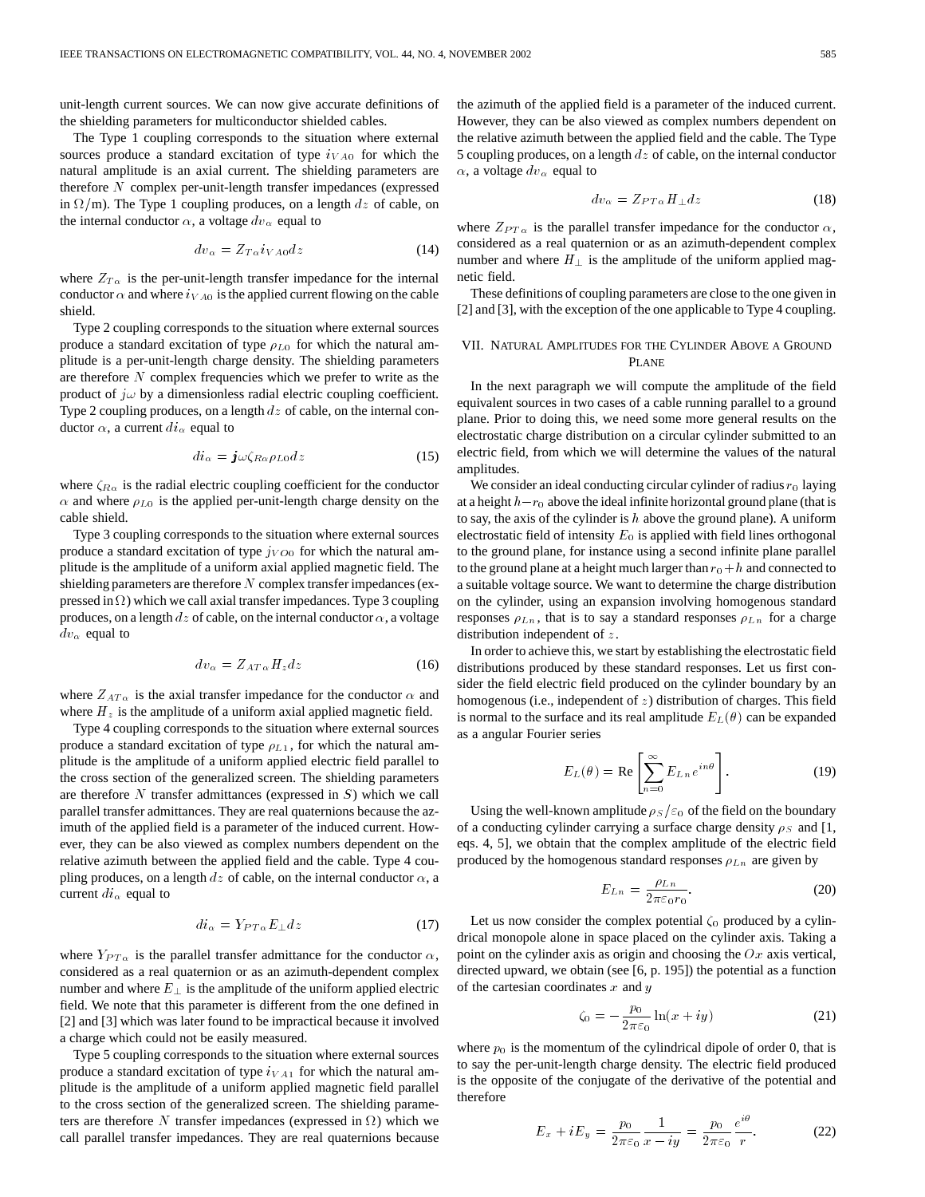unit-length current sources. We can now give accurate definitions of the shielding parameters for multiconductor shielded cables.

The Type 1 coupling corresponds to the situation where external sources produce a standard excitation of type $i_{VA0}$ for which the natural amplitude is an axial current. The shielding parameters are therefore $N$ complex per-unit-length transfer impedances (expressed in $\Omega$/m). The Type 1 coupling produces, on a length $dz$ of cable, on the internal conductor $\alpha$, a voltage $dv_\alpha$ equal to

$$dv_\alpha = Z_{T\alpha} i_{VA0} dz \tag{14}$$

where $Z_{T\alpha}$ is the per-unit-length transfer impedance for the internal conductor $\alpha$ and where $i_{VA0}$ is the applied current flowing on the cable shield.

Type 2 coupling corresponds to the situation where external sources produce a standard excitation of type $\rho_{L0}$ for which the natural amplitude is a per-unit-length charge density. The shielding parameters are therefore $N$ complex frequencies which we prefer to write as the product of $j\omega$ by a dimensionless radial electric coupling coefficient. Type 2 coupling produces, on a length $dz$ of cable, on the internal conductor $\alpha$, a current $di_\alpha$ equal to

$$di_\alpha = \boldsymbol{j}\omega\zeta_{R\alpha}\rho_{L0} dz \tag{15}$$

where $\zeta_{R\alpha}$ is the radial electric coupling coefficient for the conductor $\alpha$ and where $\rho_{L0}$ is the applied per-unit-length charge density on the cable shield.

Type 3 coupling corresponds to the situation where external sources produce a standard excitation of type $j_{VO0}$ for which the natural amplitude is the amplitude of a uniform axial applied magnetic field. The shielding parameters are therefore $N$ complex transfer impedances (expressed in $\Omega$) which we call axial transfer impedances. Type 3 coupling produces, on a length $dz$ of cable, on the internal conductor $\alpha$, a voltage $dv_\alpha$ equal to

$$dv_\alpha = Z_{AT\alpha} H_z dz \tag{16}$$

where $Z_{AT\alpha}$ is the axial transfer impedance for the conductor $\alpha$ and where $H_z$ is the amplitude of a uniform axial applied magnetic field.

Type 4 coupling corresponds to the situation where external sources produce a standard excitation of type $\rho_{L1}$, for which the natural amplitude is the amplitude of a uniform applied electric field parallel to the cross section of the generalized screen. The shielding parameters are therefore $N$ transfer admittances (expressed in $S$) which we call parallel transfer admittances. They are real quaternions because the azimuth of the applied field is a parameter of the induced current. However, they can be also viewed as complex numbers dependent on the relative azimuth between the applied field and the cable. Type 4 coupling produces, on a length $dz$ of cable, on the internal conductor $\alpha$, a current $di_\alpha$ equal to

$$di_\alpha = Y_{PT\alpha} E_\perp dz \tag{17}$$

where $Y_{PT\alpha}$ is the parallel transfer admittance for the conductor $\alpha$, considered as a real quaternion or as an azimuth-dependent complex number and where $E_\perp$ is the amplitude of the uniform applied electric field. We note that this parameter is different from the one defined in [2] and [3] which was later found to be impractical because it involved a charge which could not be easily measured.

Type 5 coupling corresponds to the situation where external sources produce a standard excitation of type $i_{VA1}$ for which the natural amplitude is the amplitude of a uniform applied magnetic field parallel to the cross section of the generalized screen. The shielding parameters are therefore $N$ transfer impedances (expressed in $\Omega$) which we call parallel transfer impedances. They are real quaternions because the azimuth of the applied field is a parameter of the induced current. However, they can be also viewed as complex numbers dependent on the relative azimuth between the applied field and the cable. The Type 5 coupling produces, on a length $dz$ of cable, on the internal conductor $\alpha$, a voltage $dv_\alpha$ equal to

$$dv_\alpha = Z_{PT\alpha} H_\perp dz \tag{18}$$

where $Z_{PT\alpha}$ is the parallel transfer impedance for the conductor $\alpha$, considered as a real quaternion or as an azimuth-dependent complex number and where $H_\perp$ is the amplitude of the uniform applied magnetic field.

These definitions of coupling parameters are close to the one given in [2] and [3], with the exception of the one applicable to Type 4 coupling.

## VII. Natural Amplitudes for the Cylinder Above a Ground Plane

In the next paragraph we will compute the amplitude of the field equivalent sources in two cases of a cable running parallel to a ground plane. Prior to doing this, we need some more general results on the electrostatic charge distribution on a circular cylinder submitted to an electric field, from which we will determine the values of the natural amplitudes.

We consider an ideal conducting circular cylinder of radius $r_0$ laying at a height $h - r_0$ above the ideal infinite horizontal ground plane (that is to say, the axis of the cylinder is $h$ above the ground plane). A uniform electrostatic field of intensity $E_0$ is applied with field lines orthogonal to the ground plane, for instance using a second infinite plane parallel to the ground plane at a height much larger than $r_0 + h$ and connected to a suitable voltage source. We want to determine the charge distribution on the cylinder, using an expansion involving homogenous standard responses $\rho_{Ln}$, that is to say a standard responses $\rho_{Ln}$ for a charge distribution independent of $z$.

In order to achieve this, we start by establishing the electrostatic field distributions produced by these standard responses. Let us first consider the field electric field produced on the cylinder boundary by an homogenous (i.e., independent of $z$) distribution of charges. This field is normal to the surface and its real amplitude $E_L(\theta)$ can be expanded as a angular Fourier series

$$E_L(\theta) = \text{Re}\left[\sum_{n=0}^{\infty} E_{Ln} e^{in\theta}\right]. \tag{19}$$

Using the well-known amplitude $\rho_S/\varepsilon_0$ of the field on the boundary of a conducting cylinder carrying a surface charge density $\rho_S$ and [1, eqs. 4, 5], we obtain that the complex amplitude of the electric field produced by the homogenous standard responses $\rho_{Ln}$ are given by

$$E_{Ln} = \frac{\rho_{Ln}}{2\pi\varepsilon_0 r_0}. \tag{20}$$

Let us now consider the complex potential $\zeta_0$ produced by a cylindrical monopole alone in space placed on the cylinder axis. Taking a point on the cylinder axis as origin and choosing the $Ox$ axis vertical, directed upward, we obtain (see [6, p. 195]) the potential as a function of the cartesian coordinates $x$ and $y$

$$\zeta_0 = -\frac{p_0}{2\pi\varepsilon_0} \ln(x + iy) \tag{21}$$

where $p_0$ is the momentum of the cylindrical dipole of order 0, that is to say the per-unit-length charge density. The electric field produced is the opposite of the conjugate of the derivative of the potential and therefore

$$E_x + iE_y = \frac{p_0}{2\pi\varepsilon_0} \frac{1}{x - iy} = \frac{p_0}{2\pi\varepsilon_0} \frac{e^{i\theta}}{r}. \tag{22}$$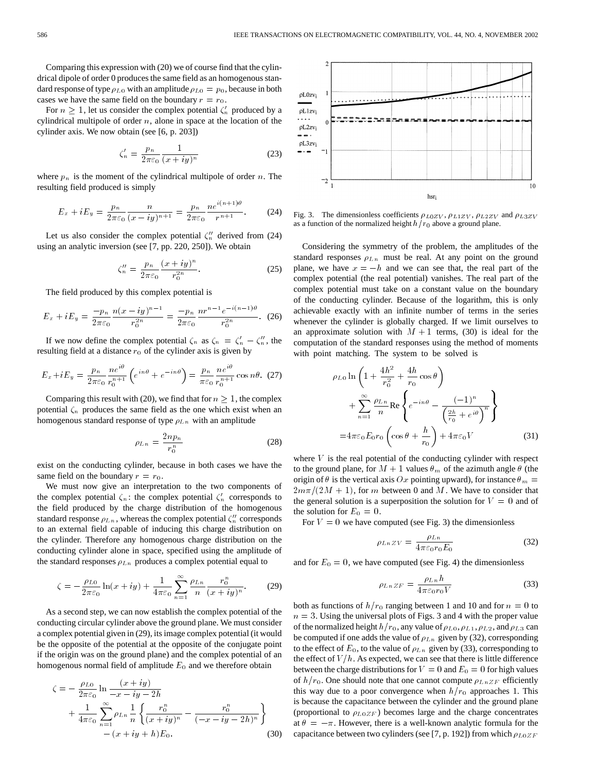Comparing this expression with (20) we of course find that the cylindrical dipole of order 0 produces the same field as an homogenous standard response of type $\rho_{L0}$ with an amplitude $\rho_{L0} = p_0$, because in both cases we have the same field on the boundary $r = r_0$.

For $n \geq 1$, let us consider the complex potential $\zeta_n'$ produced by a cylindrical multipole of order $n$, alone in space at the location of the cylinder axis. We now obtain (see [6, p. 203])

$$\zeta_n' = \frac{p_n}{2\pi\varepsilon_0}\frac{1}{(x+iy)^n} \tag{23}$$

where $p_n$ is the moment of the cylindrical multipole of order $n$. The resulting field produced is simply

$$E_x + iE_y = \frac{p_n}{2\pi\varepsilon_0}\frac{n}{(x-iy)^{n+1}} = \frac{p_n}{2\pi\varepsilon_0}\frac{ne^{i(n+1)\theta}}{r^{n+1}}. \tag{24}$$

Let us also consider the complex potential $\zeta_n''$ derived from (24) using an analytic inversion (see [7, pp. 220, 250]). We obtain

$$\zeta_n'' = \frac{p_n}{2\pi\varepsilon_0}\frac{(x+iy)^n}{r_0^{2n}}. \tag{25}$$

The field produced by this complex potential is

$$E_x + iE_y = \frac{-p_n}{2\pi\varepsilon_0}\frac{n(x-iy)^{n-1}}{r_0^{2n}} = \frac{-p_n}{2\pi\varepsilon_0}\frac{nr^{n-1}e^{-i(n-1)\theta}}{r_0^{2n}}. \tag{26}$$

If we now define the complex potential $\zeta_n$ as $\zeta_n = \zeta_n' - \zeta_n''$, the resulting field at a distance $r_0$ of the cylinder axis is given by

$$E_x + iE_y = \frac{p_n}{2\pi\varepsilon_0}\frac{ne^{i\theta}}{r_0^{n+1}}\left(e^{in\theta} + e^{-in\theta}\right) = \frac{p_n}{\pi\varepsilon_0}\frac{ne^{i\theta}}{r_0^{n+1}}\cos n\theta. \tag{27}$$

Comparing this result with (20), we find that for $n \geq 1$, the complex potential $\zeta_n$ produces the same field as the one which exist when an homogenous standard response of type $\rho_{Ln}$ with an amplitude

$$\rho_{Ln} = \frac{2np_n}{r_0^n} \tag{28}$$

exist on the conducting cylinder, because in both cases we have the same field on the boundary $r = r_0$.

We must now give an interpretation to the two components of the complex potential $\zeta_n$: the complex potential $\zeta_n'$ corresponds to the field produced by the charge distribution of the homogenous standard response $\rho_{Ln}$, whereas the complex potential $\zeta_n''$ corresponds to an external field capable of inducing this charge distribution on the cylinder. Therefore any homogenous charge distribution on the conducting cylinder alone in space, specified using the amplitude of the standard responses $\rho_{Ln}$ produces a complex potential equal to

$$\zeta = -\frac{\rho_{L0}}{2\pi\varepsilon_0}\ln(x+iy) + \frac{1}{4\pi\varepsilon_0}\sum_{n=1}^{\infty}\frac{\rho_{Ln}}{n}\frac{r_0^n}{(x+iy)^n}. \tag{29}$$

As a second step, we can now establish the complex potential of the conducting circular cylinder above the ground plane. We must consider a complex potential given in (29), its image complex potential (it would be the opposite of the potential at the opposite of the conjugate point if the origin was on the ground plane) and the complex potential of an homogenous normal field of amplitude $E_0$ and we therefore obtain

$$\begin{aligned}\zeta = &-\frac{\rho_{L0}}{2\pi\varepsilon_0}\ln\frac{(x+iy)}{-x-iy-2h} \\ &+ \frac{1}{4\pi\varepsilon_0}\sum_{n=1}^{\infty}\rho_{Ln}\frac{1}{n}\left\{\frac{r_0^n}{(x+iy)^n} - \frac{r_0^n}{(-x-iy-2h)^n}\right\} \\ &-(x+iy+h)E_0.\end{aligned} \tag{30}$$

Fig. 3. The dimensionless coefficients $\rho_{L0ZV}$, $\rho_{L1ZV}$, $\rho_{L2ZV}$ and $\rho_{L3ZV}$ as a function of the normalized height $h/r_0$ above a ground plane.

Considering the symmetry of the problem, the amplitudes of the standard responses $\rho_{Ln}$ must be real. At any point on the ground plane, we have $x = -h$ and we can see that, the real part of the complex potential (the real potential) vanishes. The real part of the complex potential must take on a constant value on the boundary of the conducting cylinder. Because of the logarithm, this is only achievable exactly with an infinite number of terms in the series whenever the cylinder is globally charged. If we limit ourselves to an approximate solution with $M+1$ terms, (30) is ideal for the computation of the standard responses using the method of moments with point matching. The system to be solved is

$$\begin{aligned}&\rho_{L0}\ln\left(1 + \frac{4h^2}{r_0^2} + \frac{4h}{r_0}\cos\theta\right) \\ &\quad + \sum_{n=1}^{\infty}\frac{\rho_{Ln}}{n}\mathrm{Re}\left\{e^{-in\theta} - \frac{(-1)^n}{\left(\frac{2h}{r_0} + e^{i\theta}\right)^n}\right\} \\ &= 4\pi\varepsilon_0 E_0 r_0\left(\cos\theta + \frac{h}{r_0}\right) + 4\pi\varepsilon_0 V\end{aligned} \tag{31}$$

where $V$ is the real potential of the conducting cylinder with respect to the ground plane, for $M+1$ values $\theta_m$ of the azimuth angle $\theta$ (the origin of $\theta$ is the vertical axis $Ox$ pointing upward), for instance $\theta_m = 2m\pi/(2M+1)$, for $m$ between 0 and $M$. We have to consider that the general solution is a superposition the solution for $V = 0$ and of the solution for $E_0 = 0$.

For $V = 0$ we have computed (see Fig. 3) the dimensionless

$$\rho_{LnZV} = \frac{\rho_{Ln}}{4\pi\varepsilon_0 r_0 E_0} \tag{32}$$

and for $E_0 = 0$, we have computed (see Fig. 4) the dimensionless

$$\rho_{LnZF} = \frac{\rho_{Ln}h}{4\pi\varepsilon_0 r_0 V} \tag{33}$$

both as functions of $h/r_0$ ranging between 1 and 10 and for $n = 0$ to $n = 3$. Using the universal plots of Figs. 3 and 4 with the proper value of the normalized height $h/r_0$, any value of $\rho_{L0}$, $\rho_{L1}$, $\rho_{L2}$, and $\rho_{L3}$ can be computed if one adds the value of $\rho_{Ln}$ given by (32), corresponding to the effect of $E_0$, to the value of $\rho_{Ln}$ given by (33), corresponding to the effect of $V/h$. As expected, we can see that there is little difference between the charge distributions for $V = 0$ and $E_0 = 0$ for high values of $h/r_0$. One should note that one cannot compute $\rho_{LnZF}$ efficiently this way due to a poor convergence when $h/r_0$ approaches 1. This is because the capacitance between the cylinder and the ground plane (proportional to $\rho_{L0ZF}$) becomes large and the charge concentrates at $\theta = -\pi$. However, there is a well-known analytic formula for the capacitance between two cylinders (see [7, p. 192]) from which $\rho_{L0ZF}$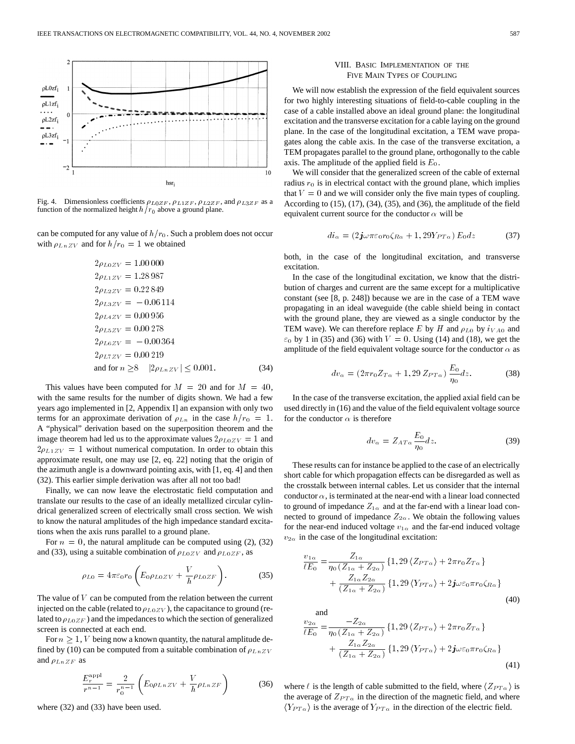Fig. 4. Dimensionless coefficients $\rho_{L0ZF}$, $\rho_{L1ZF}$, $\rho_{L2ZF}$, and $\rho_{L3ZF}$ as a function of the normalized height $h/r_0$ above a ground plane.

can be computed for any value of $h/r_0$. Such a problem does not occur with $\rho_{LnZV}$ and for $h/r_0 = 1$ we obtained

$$
\begin{aligned}
2\rho_{L0ZV} &= 1.00\,000\\
2\rho_{L1ZV} &= 1.28\,987\\
2\rho_{L2ZV} &= 0.22\,849\\
2\rho_{L3ZV} &= -0.06\,114\\
2\rho_{L4ZV} &= 0.00\,956\\
2\rho_{L5ZV} &= 0.00\,278\\
2\rho_{L6ZV} &= -0.00\,364\\
2\rho_{L7ZV} &= 0.00\,219\\
\text{and for } n \geq 8 \quad &|2\rho_{LnZV}| \leq 0.001.
\end{aligned} \tag{34}
$$

This values have been computed for $M = 20$ and for $M = 40$, with the same results for the number of digits shown. We had a few years ago implemented in [2, Appendix I] an expansion with only two terms for an approximate derivation of $\rho_{Ln}$ in the case $h/r_0 = 1$. A "physical" derivation based on the superposition theorem and the image theorem had led us to the approximate values $2\rho_{L0ZV} = 1$ and $2\rho_{L1ZV} = 1$ without numerical computation. In order to obtain this approximate result, one may use [2, eq. 22] noting that the origin of the azimuth angle is a downward pointing axis, with [1, eq. 4] and then (32). This earlier simple derivation was after all not too bad!

Finally, we can now leave the electrostatic field computation and translate our results to the case of an ideally metallized circular cylindrical generalized screen of electrically small cross section. We wish to know the natural amplitudes of the high impedance standard excitations when the axis runs parallel to a ground plane.

For $n = 0$, the natural amplitude can be computed using (2), (32) and (33), using a suitable combination of $\rho_{L0ZV}$ and $\rho_{L0ZF}$, as

$$
\rho_{L0} = 4\pi\varepsilon_0 r_0 \left( E_0 \rho_{L0ZV} + \frac{V}{h} \rho_{L0ZF} \right). \tag{35}
$$

The value of $V$ can be computed from the relation between the current injected on the cable (related to $\rho_{L0ZV}$), the capacitance to ground (related to $\rho_{L0ZF}$) and the impedances to which the section of generalized screen is connected at each end.

For $n \geq 1$, $V$ being now a known quantity, the natural amplitude defined by (10) can be computed from a suitable combination of $\rho_{LnZV}$ and $\rho_{LnZF}$ as

$$
\frac{E_r^{\mathrm{appl}}}{r^{n-1}} = \frac{2}{r_0^{n-1}} \left( E_0 \rho_{LnZV} + \frac{V}{h} \rho_{LnZF} \right) \tag{36}
$$

where (32) and (33) have been used.

## VIII. Basic Implementation of the Five Main Types of Coupling

We will now establish the expression of the field equivalent sources for two highly interesting situations of field-to-cable coupling in the case of a cable installed above an ideal ground plane: the longitudinal excitation and the transverse excitation for a cable laying on the ground plane. In the case of the longitudinal excitation, a TEM wave propagates along the cable axis. In the case of the transverse excitation, a TEM propagates parallel to the ground plane, orthogonally to the cable axis. The amplitude of the applied field is $E_0$.

We will consider that the generalized screen of the cable of external radius $r_0$ is in electrical contact with the ground plane, which implies that $V = 0$ and we will consider only the five main types of coupling. According to (15), (17), (34), (35), and (36), the amplitude of the field equivalent current source for the conductor $\alpha$ will be

$$
di_\alpha = \left( 2\boldsymbol{j}\omega\pi\varepsilon_0 r_0 \zeta_{R\alpha} + 1,29 Y_{PT\alpha} \right) E_0 \, dz \tag{37}
$$

both, in the case of the longitudinal excitation, and transverse excitation.

In the case of the longitudinal excitation, we know that the distribution of charges and current are the same except for a multiplicative constant (see [8, p. 248]) because we are in the case of a TEM wave propagating in an ideal waveguide (the cable shield being in contact with the ground plane, they are viewed as a single conductor by the TEM wave). We can therefore replace $E$ by $H$ and $\rho_{L0}$ by $i_{VA0}$ and $\varepsilon_0$ by 1 in (35) and (36) with $V = 0$. Using (14) and (18), we get the amplitude of the field equivalent voltage source for the conductor $\alpha$ as

$$
dv_\alpha = \left( 2\pi r_0 Z_{T\alpha} + 1,29\, Z_{PT\alpha} \right) \frac{E_0}{\eta_0} dz. \tag{38}
$$

In the case of the transverse excitation, the applied axial field can be used directly in (16) and the value of the field equivalent voltage source for the conductor $\alpha$ is therefore

$$
dv_\alpha = Z_{AT\alpha} \frac{E_0}{\eta_0} dz. \tag{39}
$$

These results can for instance be applied to the case of an electrically short cable for which propagation effects can be disregarded as well as the crosstalk between internal cables. Let us consider that the internal conductor $\alpha$, is terminated at the near-end with a linear load connected to ground of impedance $Z_{1\alpha}$ and at the far-end with a linear load connected to ground of impedance $Z_{2\alpha}$. We obtain the following values for the near-end induced voltage $v_{1\alpha}$ and the far-end induced voltage $v_{2\alpha}$ in the case of the longitudinal excitation:

$$
\begin{aligned}
\frac{v_{1\alpha}}{\ell E_0} = & \frac{Z_{1\alpha}}{\eta_0 (Z_{1\alpha} + Z_{2\alpha})} \left\{ 1,29 \langle Z_{PT\alpha} \rangle + 2\pi r_0 Z_{T\alpha} \right\} \\
& + \frac{Z_{1\alpha} Z_{2\alpha}}{(Z_{1\alpha} + Z_{2\alpha})} \left\{ 1,29 \langle Y_{PT\alpha} \rangle + 2\boldsymbol{j}\omega\varepsilon_0 \pi r_0 \zeta_{R\alpha} \right\}
\end{aligned} \tag{40}
$$

and

$$
\begin{aligned}
\frac{v_{2\alpha}}{\ell E_0} = & \frac{-Z_{2\alpha}}{\eta_0 (Z_{1\alpha} + Z_{2\alpha})} \left\{ 1,29 \langle Z_{PT\alpha} \rangle + 2\pi r_0 Z_{T\alpha} \right\} \\
& + \frac{Z_{1\alpha} Z_{2\alpha}}{(Z_{1\alpha} + Z_{2\alpha})} \left\{ 1,29 \langle Y_{PT\alpha} \rangle + 2\boldsymbol{j}\omega\varepsilon_0 \pi r_0 \zeta_{R\alpha} \right\}
\end{aligned} \tag{41}
$$

where $\ell$ is the length of cable submitted to the field, where $\langle Z_{PT\alpha} \rangle$ is the average of $Z_{PT\alpha}$ in the direction of the magnetic field, and where $\langle Y_{PT\alpha} \rangle$ is the average of $Y_{PT\alpha}$ in the direction of the electric field.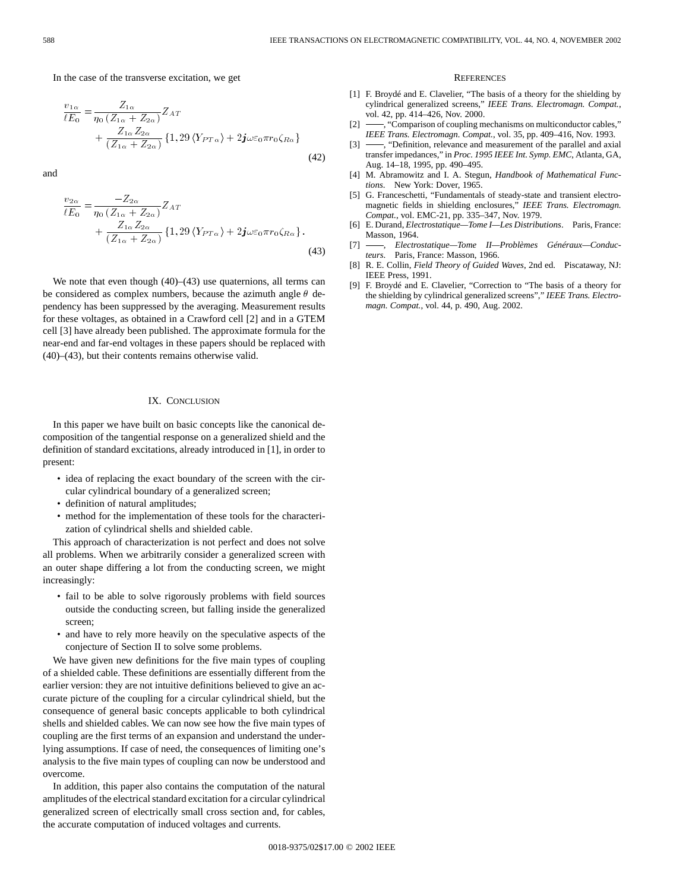In the case of the transverse excitation, we get

$$\frac{v_{1\alpha}}{\ell E_0} = \frac{Z_{1\alpha}}{\eta_0 \left(Z_{1\alpha} + Z_{2\alpha}\right)} Z_{AT} + \frac{Z_{1\alpha} Z_{2\alpha}}{\left(Z_{1\alpha} + Z_{2\alpha}\right)} \left\{1,29 \left\langle Y_{PT\alpha}\right\rangle + 2\boldsymbol{j}\omega\varepsilon_0 \pi r_0 \zeta_{R\alpha}\right\} \tag{42}$$

and

$$\frac{v_{2\alpha}}{\ell E_0} = \frac{-Z_{2\alpha}}{\eta_0 \left(Z_{1\alpha} + Z_{2\alpha}\right)} Z_{AT} + \frac{Z_{1\alpha} Z_{2\alpha}}{\left(Z_{1\alpha} + Z_{2\alpha}\right)} \left\{1,29 \left\langle Y_{PT\alpha}\right\rangle + 2\boldsymbol{j}\omega\varepsilon_0 \pi r_0 \zeta_{R\alpha}\right\}. \tag{43}$$

We note that even though (40)–(43) use quaternions, all terms can be considered as complex numbers, because the azimuth angle $\theta$ dependency has been suppressed by the averaging. Measurement results for these voltages, as obtained in a Crawford cell [2] and in a GTEM cell [3] have already been published. The approximate formula for the near-end and far-end voltages in these papers should be replaced with (40)–(43), but their contents remains otherwise valid.

## IX. Conclusion

In this paper we have built on basic concepts like the canonical decomposition of the tangential response on a generalized shield and the definition of standard excitations, already introduced in [1], in order to present:

- idea of replacing the exact boundary of the screen with the circular cylindrical boundary of a generalized screen;
- definition of natural amplitudes;
- method for the implementation of these tools for the characterization of cylindrical shells and shielded cable.

This approach of characterization is not perfect and does not solve all problems. When we arbitrarily consider a generalized screen with an outer shape differing a lot from the conducting screen, we might increasingly:

- fail to be able to solve rigorously problems with field sources outside the conducting screen, but falling inside the generalized screen;
- and have to rely more heavily on the speculative aspects of the conjecture of Section II to solve some problems.

We have given new definitions for the five main types of coupling of a shielded cable. These definitions are essentially different from the earlier version: they are not intuitive definitions believed to give an accurate picture of the coupling for a circular cylindrical shield, but the consequence of general basic concepts applicable to both cylindrical shells and shielded cables. We can now see how the five main types of coupling are the first terms of an expansion and understand the underlying assumptions. If case of need, the consequences of limiting one's analysis to the five main types of coupling can now be understood and overcome.

In addition, this paper also contains the computation of the natural amplitudes of the electrical standard excitation for a circular cylindrical generalized screen of electrically small cross section and, for cables, the accurate computation of induced voltages and currents.

## References

[1] F. Broydé and E. Clavelier, "The basis of a theory for the shielding by cylindrical generalized screens," *IEEE Trans. Electromagn. Compat.*, vol. 42, pp. 414–426, Nov. 2000.

[2] ——, "Comparison of coupling mechanisms on multiconductor cables," *IEEE Trans. Electromagn. Compat.*, vol. 35, pp. 409–416, Nov. 1993.

[3] ——, "Definition, relevance and measurement of the parallel and axial transfer impedances," in *Proc. 1995 IEEE Int. Symp. EMC*, Atlanta, GA, Aug. 14–18, 1995, pp. 490–495.

[4] M. Abramowitz and I. A. Stegun, *Handbook of Mathematical Functions*. New York: Dover, 1965.

[5] G. Franceschetti, "Fundamentals of steady-state and transient electromagnetic fields in shielding enclosures," *IEEE Trans. Electromagn. Compat.*, vol. EMC-21, pp. 335–347, Nov. 1979.

[6] E. Durand, *Electrostatique—Tome I—Les Distributions*. Paris, France: Masson, 1964.

[7] ——, *Electrostatique—Tome II—Problèmes Généraux—Conducteurs*. Paris, France: Masson, 1966.

[8] R. E. Collin, *Field Theory of Guided Waves*, 2nd ed. Piscataway, NJ: IEEE Press, 1991.

[9] F. Broydé and E. Clavelier, "Correction to "The basis of a theory for the shielding by cylindrical generalized screens"," *IEEE Trans. Electromagn. Compat.*, vol. 44, p. 490, Aug. 2002.

0018-9375/02$17.00 © 2002 IEEE